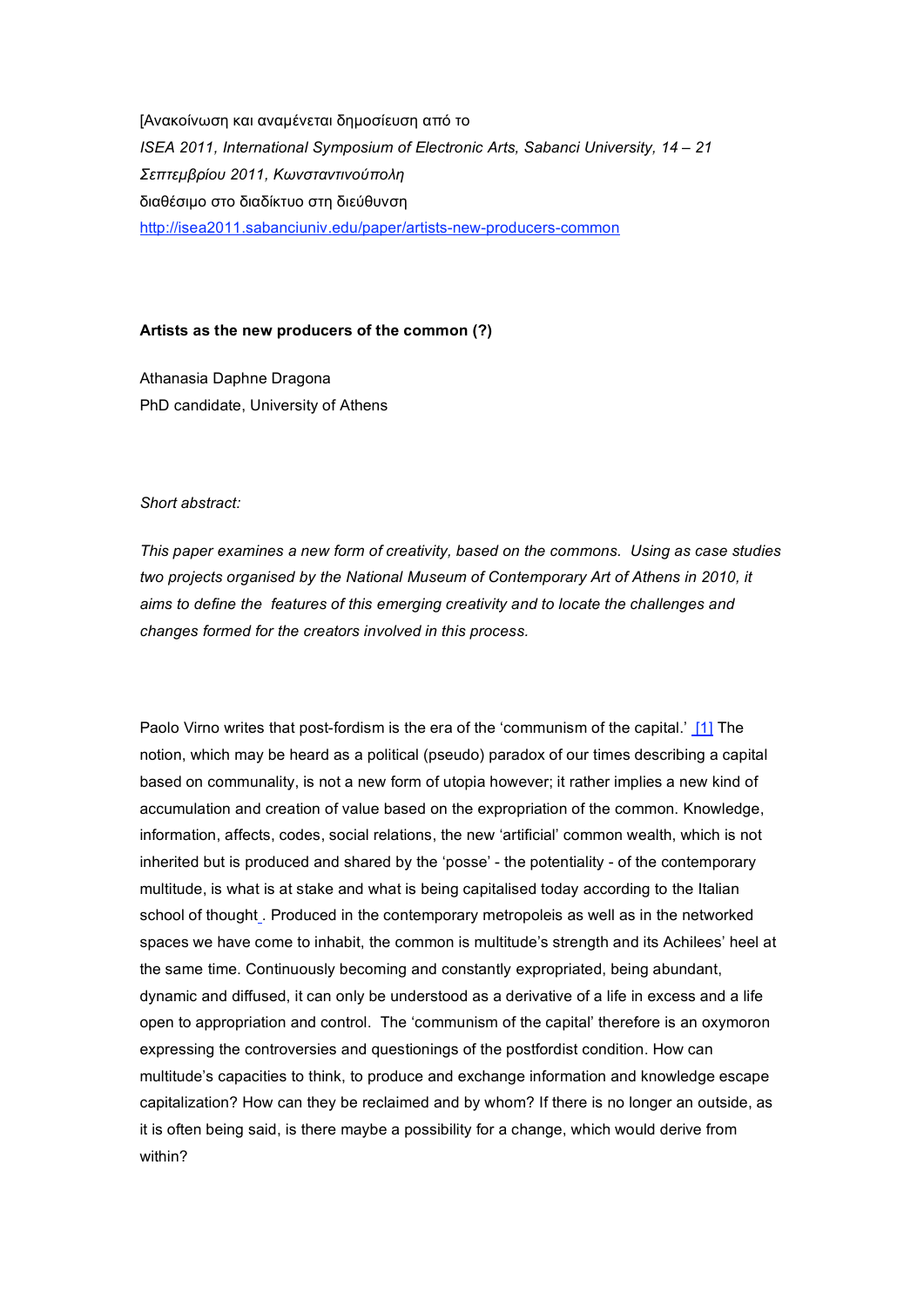[Ανακοίνωση και αναμένεται δημοσίευση από το
*ISEA 2011, International Symposium of Electronic Arts, Sabanci University, 14 – 21 Σεπτεμβρίου 2011, Κωνσταντινούπολη*
διαθέσιμο στο διαδίκτυο στη διεύθυνση
http://isea2011.sabanciuniv.edu/paper/artists-new-producers-common

**Artists as the new producers of the common (?)**

Athanasia Daphne Dragona
PhD candidate, University of Athens

*Short abstract:*

*This paper examines a new form of creativity, based on the commons. Using as case studies two projects organised by the National Museum of Contemporary Art of Athens in 2010, it aims to define the features of this emerging creativity and to locate the challenges and changes formed for the creators involved in this process.*

Paolo Virno writes that post-fordism is the era of the 'communism of the capital.' [1] The notion, which may be heard as a political (pseudo) paradox of our times describing a capital based on communality, is not a new form of utopia however; it rather implies a new kind of accumulation and creation of value based on the expropriation of the common. Knowledge, information, affects, codes, social relations, the new 'artificial' common wealth, which is not inherited but is produced and shared by the 'posse' - the potentiality - of the contemporary multitude, is what is at stake and what is being capitalised today according to the Italian school of thought. Produced in the contemporary metropoleis as well as in the networked spaces we have come to inhabit, the common is multitude's strength and its Achilees' heel at the same time. Continuously becoming and constantly expropriated, being abundant, dynamic and diffused, it can only be understood as a derivative of a life in excess and a life open to appropriation and control. The 'communism of the capital' therefore is an oxymoron expressing the controversies and questionings of the postfordist condition. How can multitude's capacities to think, to produce and exchange information and knowledge escape capitalization? How can they be reclaimed and by whom? If there is no longer an outside, as it is often being said, is there maybe a possibility for a change, which would derive from within?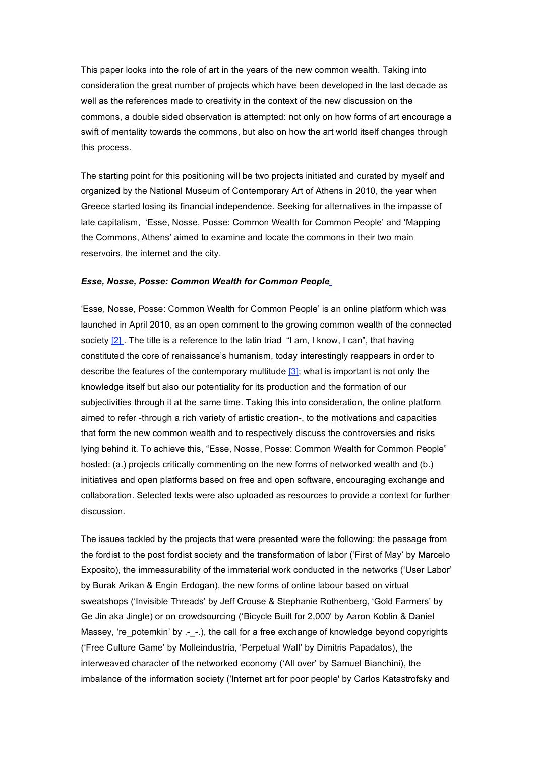This paper looks into the role of art in the years of the new common wealth. Taking into consideration the great number of projects which have been developed in the last decade as well as the references made to creativity in the context of the new discussion on the commons, a double sided observation is attempted: not only on how forms of art encourage a swift of mentality towards the commons, but also on how the art world itself changes through this process.

The starting point for this positioning will be two projects initiated and curated by myself and organized by the National Museum of Contemporary Art of Athens in 2010, the year when Greece started losing its financial independence. Seeking for alternatives in the impasse of late capitalism, 'Esse, Nosse, Posse: Common Wealth for Common People' and 'Mapping the Commons, Athens' aimed to examine and locate the commons in their two main reservoirs, the internet and the city.

### *Esse, Nosse, Posse: Common Wealth for Common People*

'Esse, Nosse, Posse: Common Wealth for Common People' is an online platform which was launched in April 2010, as an open comment to the growing common wealth of the connected society [2]. The title is a reference to the latin triad "I am, I know, I can", that having constituted the core of renaissance's humanism, today interestingly reappears in order to describe the features of the contemporary multitude [3]; what is important is not only the knowledge itself but also our potentiality for its production and the formation of our subjectivities through it at the same time. Taking this into consideration, the online platform aimed to refer -through a rich variety of artistic creation-, to the motivations and capacities that form the new common wealth and to respectively discuss the controversies and risks lying behind it. To achieve this, "Esse, Nosse, Posse: Common Wealth for Common People" hosted: (a.) projects critically commenting on the new forms of networked wealth and (b.) initiatives and open platforms based on free and open software, encouraging exchange and collaboration. Selected texts were also uploaded as resources to provide a context for further discussion.

The issues tackled by the projects that were presented were the following: the passage from the fordist to the post fordist society and the transformation of labor ('First of May' by Marcelo Exposito), the immeasurability of the immaterial work conducted in the networks ('User Labor' by Burak Arikan & Engin Erdogan), the new forms of online labour based on virtual sweatshops ('Invisible Threads' by Jeff Crouse & Stephanie Rothenberg, 'Gold Farmers' by Ge Jin aka Jingle) or on crowdsourcing ('Bicycle Built for 2,000' by Aaron Koblin & Daniel Massey, 're_potemkin' by .-_-.), the call for a free exchange of knowledge beyond copyrights ('Free Culture Game' by Molleindustria, 'Perpetual Wall' by Dimitris Papadatos), the interweaved character of the networked economy ('All over' by Samuel Bianchini), the imbalance of the information society ('Internet art for poor people' by Carlos Katastrofsky and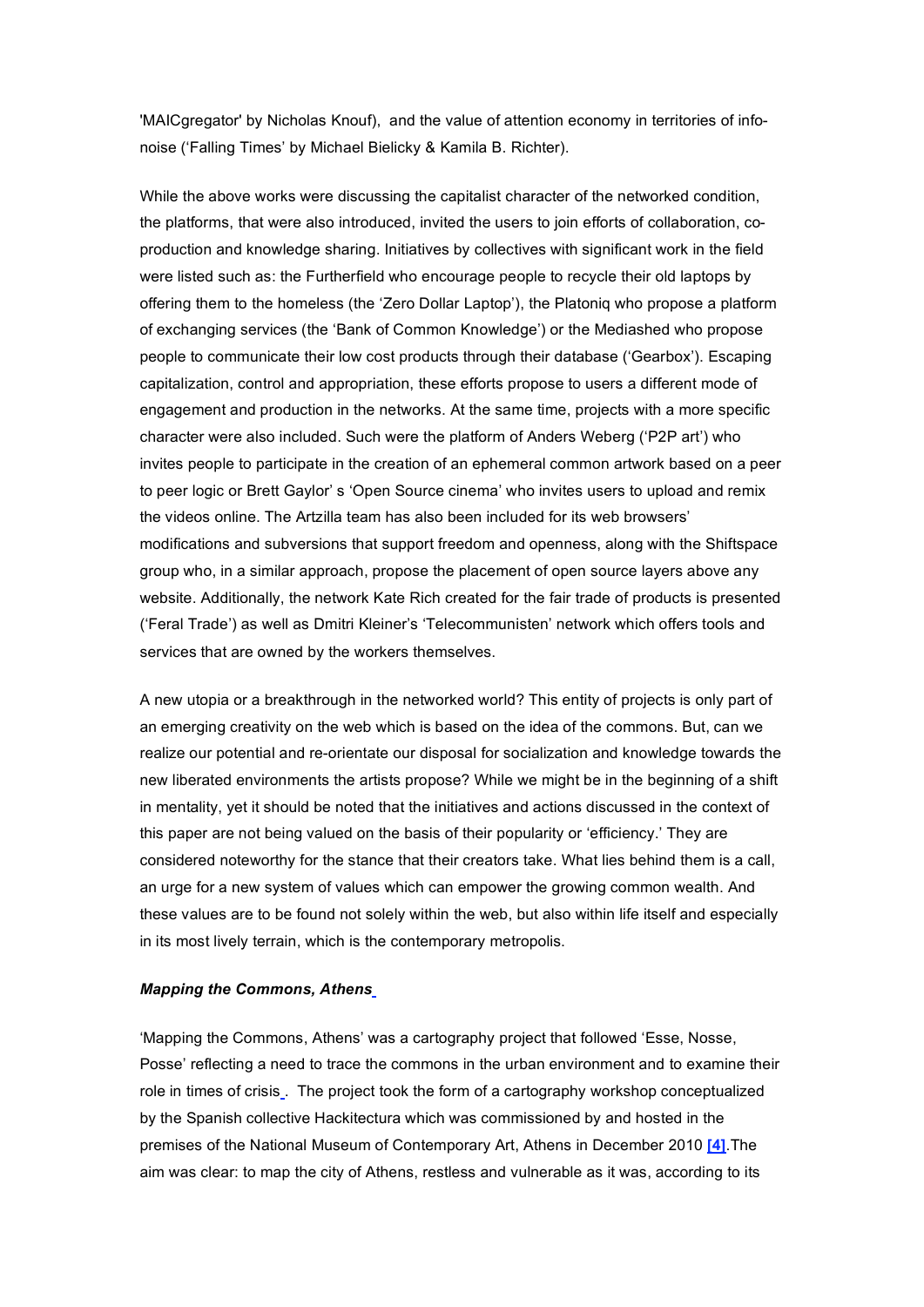'MAICgregator' by Nicholas Knouf), and the value of attention economy in territories of info-noise ('Falling Times' by Michael Bielicky & Kamila B. Richter).

While the above works were discussing the capitalist character of the networked condition, the platforms, that were also introduced, invited the users to join efforts of collaboration, co-production and knowledge sharing. Initiatives by collectives with significant work in the field were listed such as: the Furtherfield who encourage people to recycle their old laptops by offering them to the homeless (the 'Zero Dollar Laptop'), the Platoniq who propose a platform of exchanging services (the 'Bank of Common Knowledge') or the Mediashed who propose people to communicate their low cost products through their database ('Gearbox'). Escaping capitalization, control and appropriation, these efforts propose to users a different mode of engagement and production in the networks. At the same time, projects with a more specific character were also included. Such were the platform of Anders Weberg ('P2P art') who invites people to participate in the creation of an ephemeral common artwork based on a peer to peer logic or Brett Gaylor' s 'Open Source cinema' who invites users to upload and remix the videos online. The Artzilla team has also been included for its web browsers' modifications and subversions that support freedom and openness, along with the Shiftspace group who, in a similar approach, propose the placement of open source layers above any website. Additionally, the network Kate Rich created for the fair trade of products is presented ('Feral Trade') as well as Dmitri Kleiner's 'Telecommunisten' network which offers tools and services that are owned by the workers themselves.

A new utopia or a breakthrough in the networked world? This entity of projects is only part of an emerging creativity on the web which is based on the idea of the commons. But, can we realize our potential and re-orientate our disposal for socialization and knowledge towards the new liberated environments the artists propose? While we might be in the beginning of a shift in mentality, yet it should be noted that the initiatives and actions discussed in the context of this paper are not being valued on the basis of their popularity or 'efficiency.' They are considered noteworthy for the stance that their creators take. What lies behind them is a call, an urge for a new system of values which can empower the growing common wealth. And these values are to be found not solely within the web, but also within life itself and especially in its most lively terrain, which is the contemporary metropolis.

### *Mapping the Commons, Athens*

'Mapping the Commons, Athens' was a cartography project that followed 'Esse, Nosse, Posse' reflecting a need to trace the commons in the urban environment and to examine their role in times of crisis. The project took the form of a cartography workshop conceptualized by the Spanish collective Hackitectura which was commissioned by and hosted in the premises of the National Museum of Contemporary Art, Athens in December 2010 **[4]**. The aim was clear: to map the city of Athens, restless and vulnerable as it was, according to its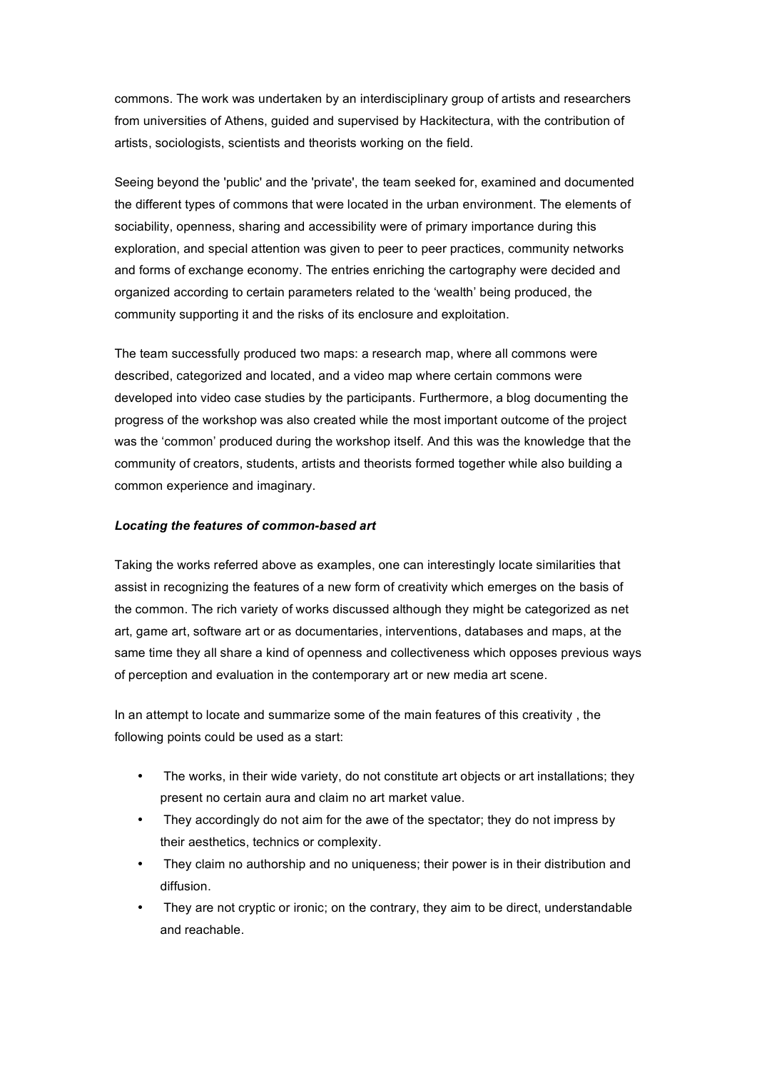commons. The work was undertaken by an interdisciplinary group of artists and researchers from universities of Athens, guided and supervised by Hackitectura, with the contribution of artists, sociologists, scientists and theorists working on the field.

Seeing beyond the 'public' and the 'private', the team seeked for, examined and documented the different types of commons that were located in the urban environment. The elements of sociability, openness, sharing and accessibility were of primary importance during this exploration, and special attention was given to peer to peer practices, community networks and forms of exchange economy. The entries enriching the cartography were decided and organized according to certain parameters related to the 'wealth' being produced, the community supporting it and the risks of its enclosure and exploitation.

The team successfully produced two maps: a research map, where all commons were described, categorized and located, and a video map where certain commons were developed into video case studies by the participants. Furthermore, a blog documenting the progress of the workshop was also created while the most important outcome of the project was the 'common' produced during the workshop itself. And this was the knowledge that the community of creators, students, artists and theorists formed together while also building a common experience and imaginary.

***Locating the features of common-based art***

Taking the works referred above as examples, one can interestingly locate similarities that assist in recognizing the features of a new form of creativity which emerges on the basis of the common. The rich variety of works discussed although they might be categorized as net art, game art, software art or as documentaries, interventions, databases and maps, at the same time they all share a kind of openness and collectiveness which opposes previous ways of perception and evaluation in the contemporary art or new media art scene.

In an attempt to locate and summarize some of the main features of this creativity , the following points could be used as a start:

- The works, in their wide variety, do not constitute art objects or art installations; they present no certain aura and claim no art market value.
- They accordingly do not aim for the awe of the spectator; they do not impress by their aesthetics, technics or complexity.
- They claim no authorship and no uniqueness; their power is in their distribution and diffusion.
- They are not cryptic or ironic; on the contrary, they aim to be direct, understandable and reachable.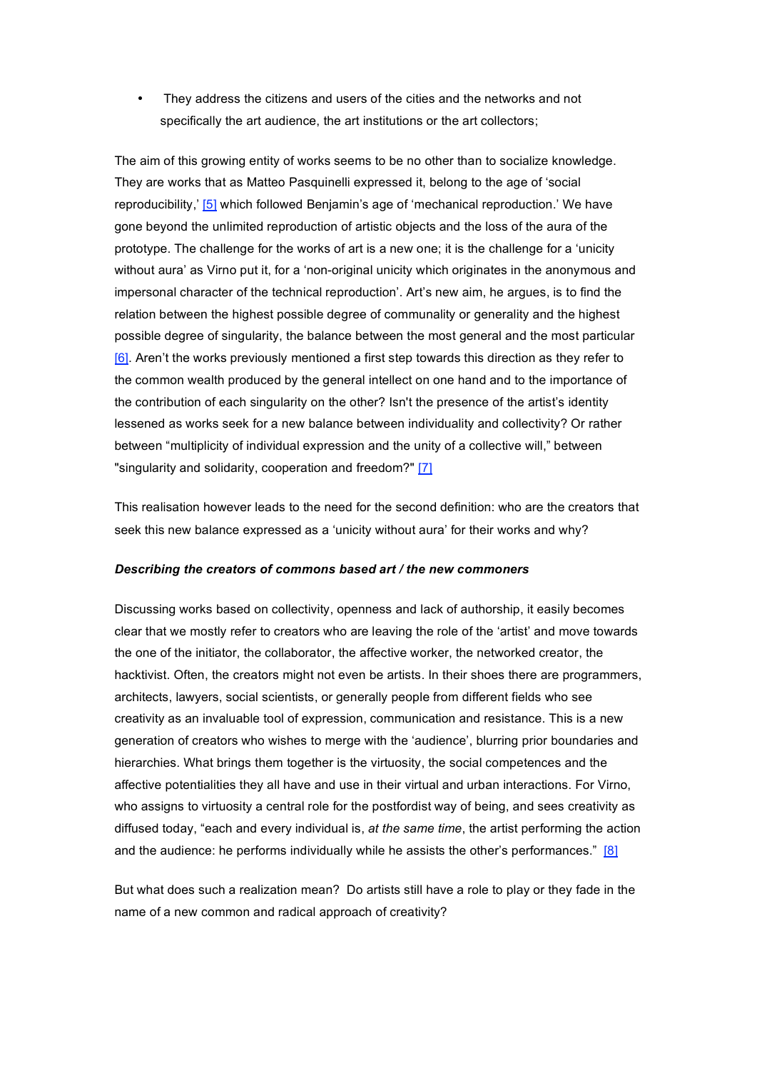- They address the citizens and users of the cities and the networks and not specifically the art audience, the art institutions or the art collectors;

The aim of this growing entity of works seems to be no other than to socialize knowledge. They are works that as Matteo Pasquinelli expressed it, belong to the age of 'social reproducibility,' [5] which followed Benjamin's age of 'mechanical reproduction.' We have gone beyond the unlimited reproduction of artistic objects and the loss of the aura of the prototype. The challenge for the works of art is a new one; it is the challenge for a 'unicity without aura' as Virno put it, for a 'non-original unicity which originates in the anonymous and impersonal character of the technical reproduction'. Art's new aim, he argues, is to find the relation between the highest possible degree of communality or generality and the highest possible degree of singularity, the balance between the most general and the most particular [6]. Aren't the works previously mentioned a first step towards this direction as they refer to the common wealth produced by the general intellect on one hand and to the importance of the contribution of each singularity on the other? Isn't the presence of the artist's identity lessened as works seek for a new balance between individuality and collectivity? Or rather between "multiplicity of individual expression and the unity of a collective will," between "singularity and solidarity, cooperation and freedom?" [7]

This realisation however leads to the need for the second definition: who are the creators that seek this new balance expressed as a 'unicity without aura' for their works and why?

***Describing the creators of commons based art / the new commoners***

Discussing works based on collectivity, openness and lack of authorship, it easily becomes clear that we mostly refer to creators who are leaving the role of the 'artist' and move towards the one of the initiator, the collaborator, the affective worker, the networked creator, the hacktivist. Often, the creators might not even be artists. In their shoes there are programmers, architects, lawyers, social scientists, or generally people from different fields who see creativity as an invaluable tool of expression, communication and resistance. This is a new generation of creators who wishes to merge with the 'audience', blurring prior boundaries and hierarchies. What brings them together is the virtuosity, the social competences and the affective potentialities they all have and use in their virtual and urban interactions. For Virno, who assigns to virtuosity a central role for the postfordist way of being, and sees creativity as diffused today, "each and every individual is, *at the same time*, the artist performing the action and the audience: he performs individually while he assists the other's performances." [8]

But what does such a realization mean? Do artists still have a role to play or they fade in the name of a new common and radical approach of creativity?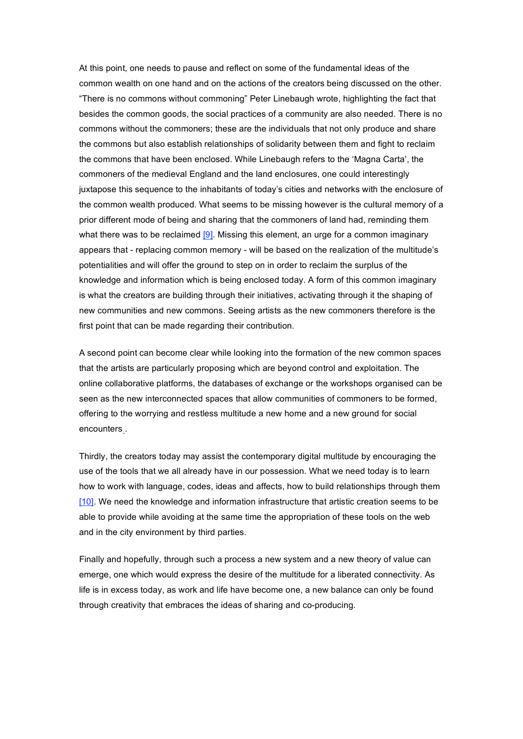At this point, one needs to pause and reflect on some of the fundamental ideas of the common wealth on one hand and on the actions of the creators being discussed on the other. "There is no commons without commoning" Peter Linebaugh wrote, highlighting the fact that besides the common goods, the social practices of a community are also needed. There is no commons without the commoners; these are the individuals that not only produce and share the commons but also establish relationships of solidarity between them and fight to reclaim the commons that have been enclosed. While Linebaugh refers to the 'Magna Carta', the commoners of the medieval England and the land enclosures, one could interestingly juxtapose this sequence to the inhabitants of today's cities and networks with the enclosure of the common wealth produced. What seems to be missing however is the cultural memory of a prior different mode of being and sharing that the commoners of land had, reminding them what there was to be reclaimed [9]. Missing this element, an urge for a common imaginary appears that - replacing common memory - will be based on the realization of the multitude's potentialities and will offer the ground to step on in order to reclaim the surplus of the knowledge and information which is being enclosed today. A form of this common imaginary is what the creators are building through their initiatives, activating through it the shaping of new communities and new commons. Seeing artists as the new commoners therefore is the first point that can be made regarding their contribution.

A second point can become clear while looking into the formation of the new common spaces that the artists are particularly proposing which are beyond control and exploitation. The online collaborative platforms, the databases of exchange or the workshops organised can be seen as the new interconnected spaces that allow communities of commoners to be formed, offering to the worrying and restless multitude a new home and a new ground for social encounters.

Thirdly, the creators today may assist the contemporary digital multitude by encouraging the use of the tools that we all already have in our possession. What we need today is to learn how to work with language, codes, ideas and affects, how to build relationships through them [10]. We need the knowledge and information infrastructure that artistic creation seems to be able to provide while avoiding at the same time the appropriation of these tools on the web and in the city environment by third parties.

Finally and hopefully, through such a process a new system and a new theory of value can emerge, one which would express the desire of the multitude for a liberated connectivity. As life is in excess today, as work and life have become one, a new balance can only be found through creativity that embraces the ideas of sharing and co-producing.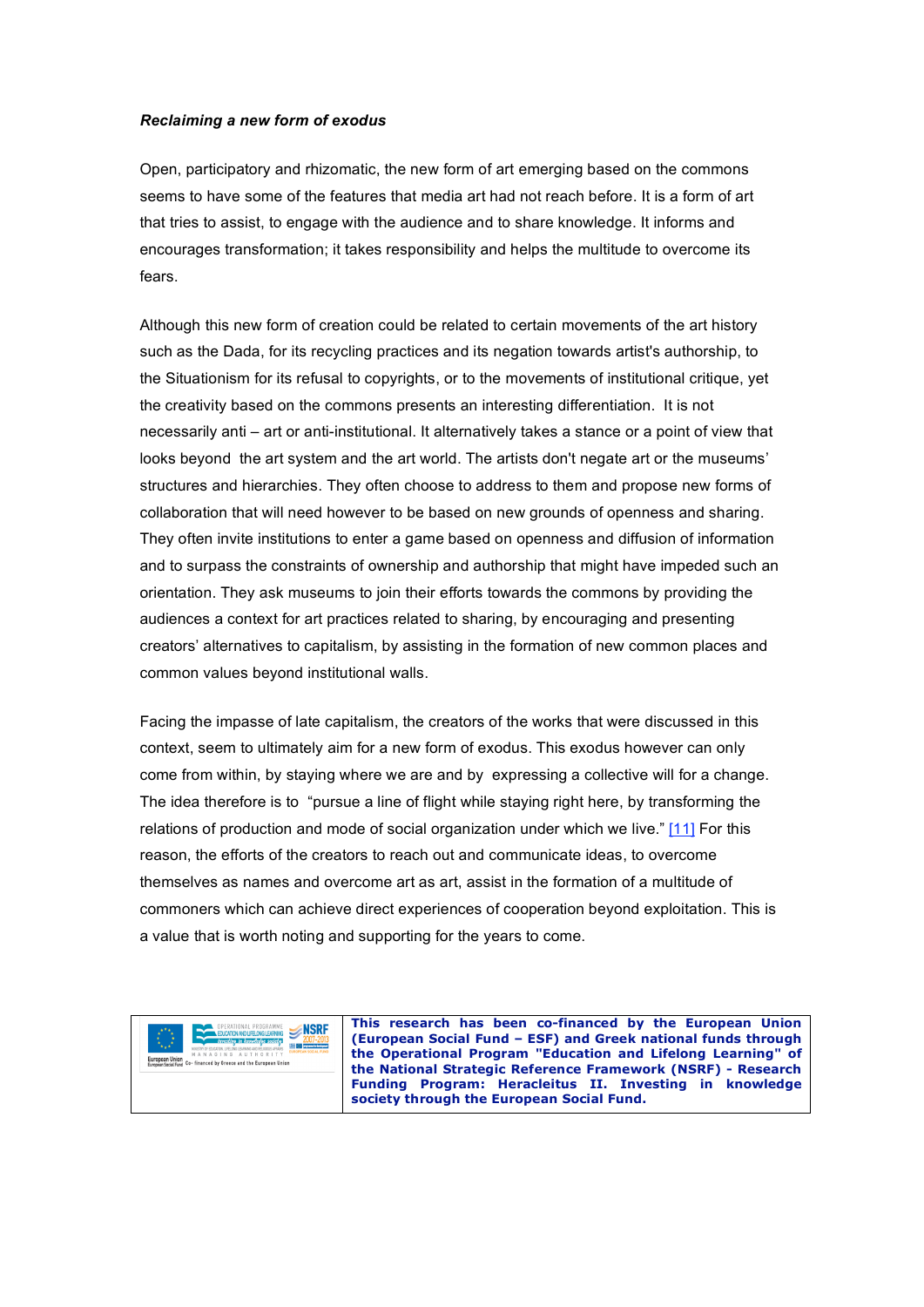***Reclaiming a new form of exodus***

Open, participatory and rhizomatic, the new form of art emerging based on the commons seems to have some of the features that media art had not reach before. It is a form of art that tries to assist, to engage with the audience and to share knowledge. It informs and encourages transformation; it takes responsibility and helps the multitude to overcome its fears.

Although this new form of creation could be related to certain movements of the art history such as the Dada, for its recycling practices and its negation towards artist's authorship, to the Situationism for its refusal to copyrights, or to the movements of institutional critique, yet the creativity based on the commons presents an interesting differentiation. It is not necessarily anti – art or anti-institutional. It alternatively takes a stance or a point of view that looks beyond the art system and the art world. The artists don't negate art or the museums' structures and hierarchies. They often choose to address to them and propose new forms of collaboration that will need however to be based on new grounds of openness and sharing. They often invite institutions to enter a game based on openness and diffusion of information and to surpass the constraints of ownership and authorship that might have impeded such an orientation. They ask museums to join their efforts towards the commons by providing the audiences a context for art practices related to sharing, by encouraging and presenting creators' alternatives to capitalism, by assisting in the formation of new common places and common values beyond institutional walls.

Facing the impasse of late capitalism, the creators of the works that were discussed in this context, seem to ultimately aim for a new form of exodus. This exodus however can only come from within, by staying where we are and by expressing a collective will for a change. The idea therefore is to "pursue a line of flight while staying right here, by transforming the relations of production and mode of social organization under which we live." [11] For this reason, the efforts of the creators to reach out and communicate ideas, to overcome themselves as names and overcome art as art, assist in the formation of a multitude of commoners which can achieve direct experiences of cooperation beyond exploitation. This is a value that is worth noting and supporting for the years to come.

**This research has been co-financed by the European Union (European Social Fund – ESF) and Greek national funds through the Operational Program "Education and Lifelong Learning" of the National Strategic Reference Framework (NSRF) - Research Funding Program: Heracleitus II. Investing in knowledge society through the European Social Fund.**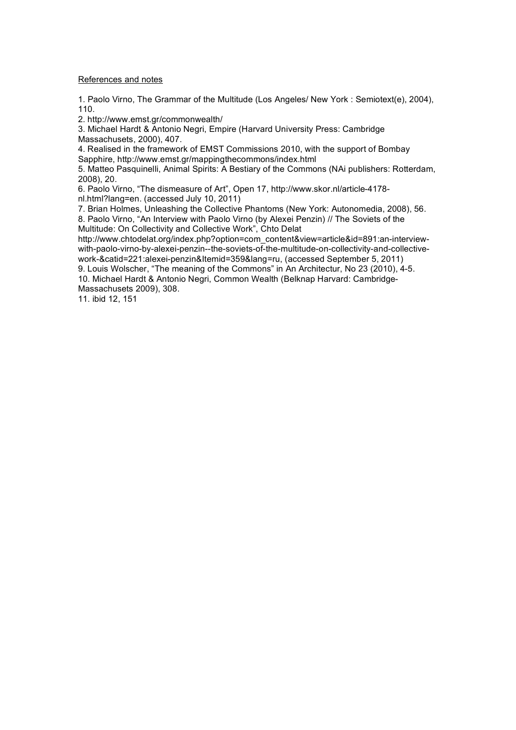References and notes

1. Paolo Virno, The Grammar of the Multitude (Los Angeles/ New York : Semiotext(e), 2004), 110.
2. http://www.emst.gr/commonwealth/
3. Michael Hardt & Antonio Negri, Empire (Harvard University Press: Cambridge Massachusets, 2000), 407.
4. Realised in the framework of EMST Commissions 2010, with the support of Bombay Sapphire, http://www.emst.gr/mappingthecommons/index.html
5. Matteo Pasquinelli, Animal Spirits: A Bestiary of the Commons (NAi publishers: Rotterdam, 2008), 20.
6. Paolo Virno, “The dismeasure of Art”, Open 17, http://www.skor.nl/article-4178-nl.html?lang=en. (accessed July 10, 2011)
7. Brian Holmes, Unleashing the Collective Phantoms (New York: Autonomedia, 2008), 56.
8. Paolo Virno, “An Interview with Paolo Virno (by Alexei Penzin) // The Soviets of the Multitude: On Collectivity and Collective Work”, Chto Delat http://www.chtodelat.org/index.php?option=com_content&view=article&id=891:an-interview-with-paolo-virno-by-alexei-penzin--the-soviets-of-the-multitude-on-collectivity-and-collective-work-&catid=221:alexei-penzin&Itemid=359&lang=ru, (accessed September 5, 2011)
9. Louis Wolscher, “The meaning of the Commons” in An Architectur, No 23 (2010), 4-5.
10. Michael Hardt & Antonio Negri, Common Wealth (Belknap Harvard: Cambridge-Massachusets 2009), 308.
11. ibid 12, 151